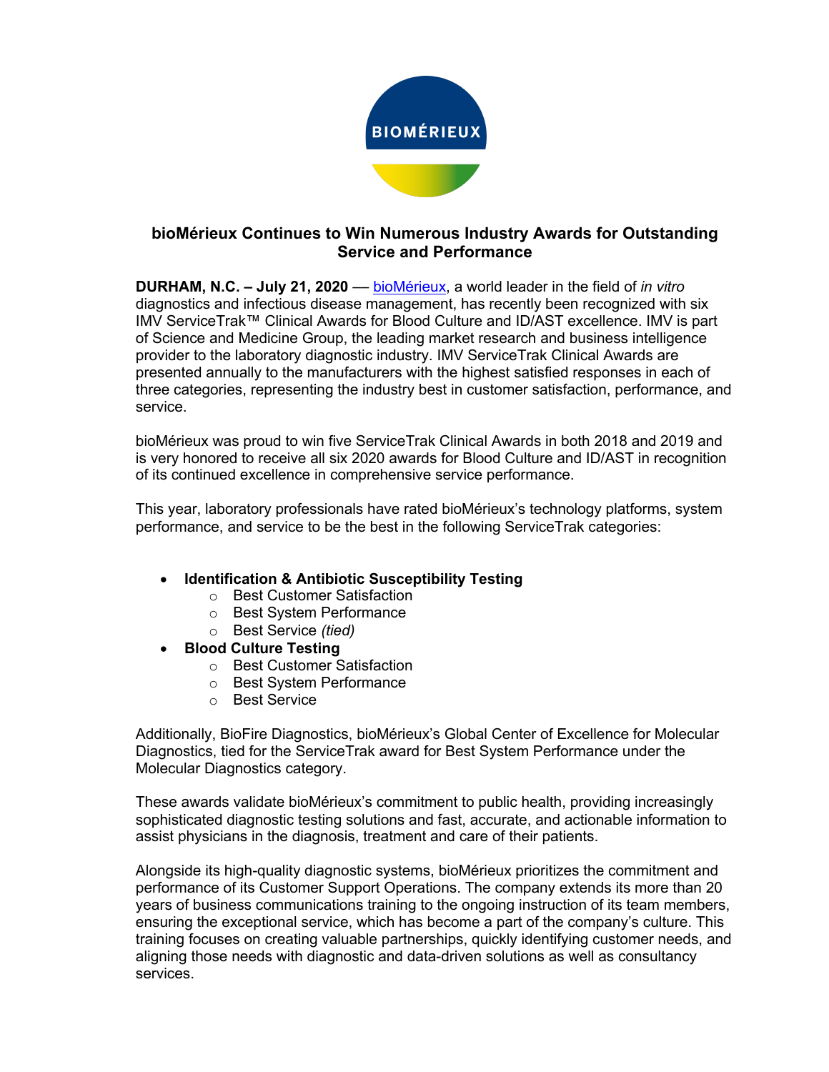# bioMérieux Continues to Win Numerous Industry Awards for Outstanding Service and Performance

**DURHAM, N.C. – July 21, 2020** — bioMérieux, a world leader in the field of *in vitro* diagnostics and infectious disease management, has recently been recognized with six IMV ServiceTrak™ Clinical Awards for Blood Culture and ID/AST excellence. IMV is part of Science and Medicine Group, the leading market research and business intelligence provider to the laboratory diagnostic industry. IMV ServiceTrak Clinical Awards are presented annually to the manufacturers with the highest satisfied responses in each of three categories, representing the industry best in customer satisfaction, performance, and service.

bioMérieux was proud to win five ServiceTrak Clinical Awards in both 2018 and 2019 and is very honored to receive all six 2020 awards for Blood Culture and ID/AST in recognition of its continued excellence in comprehensive service performance.

This year, laboratory professionals have rated bioMérieux's technology platforms, system performance, and service to be the best in the following ServiceTrak categories:

- **Identification & Antibiotic Susceptibility Testing**
  - Best Customer Satisfaction
  - Best System Performance
  - Best Service *(tied)*
- **Blood Culture Testing**
  - Best Customer Satisfaction
  - Best System Performance
  - Best Service

Additionally, BioFire Diagnostics, bioMérieux's Global Center of Excellence for Molecular Diagnostics, tied for the ServiceTrak award for Best System Performance under the Molecular Diagnostics category.

These awards validate bioMérieux's commitment to public health, providing increasingly sophisticated diagnostic testing solutions and fast, accurate, and actionable information to assist physicians in the diagnosis, treatment and care of their patients.

Alongside its high-quality diagnostic systems, bioMérieux prioritizes the commitment and performance of its Customer Support Operations. The company extends its more than 20 years of business communications training to the ongoing instruction of its team members, ensuring the exceptional service, which has become a part of the company's culture. This training focuses on creating valuable partnerships, quickly identifying customer needs, and aligning those needs with diagnostic and data-driven solutions as well as consultancy services.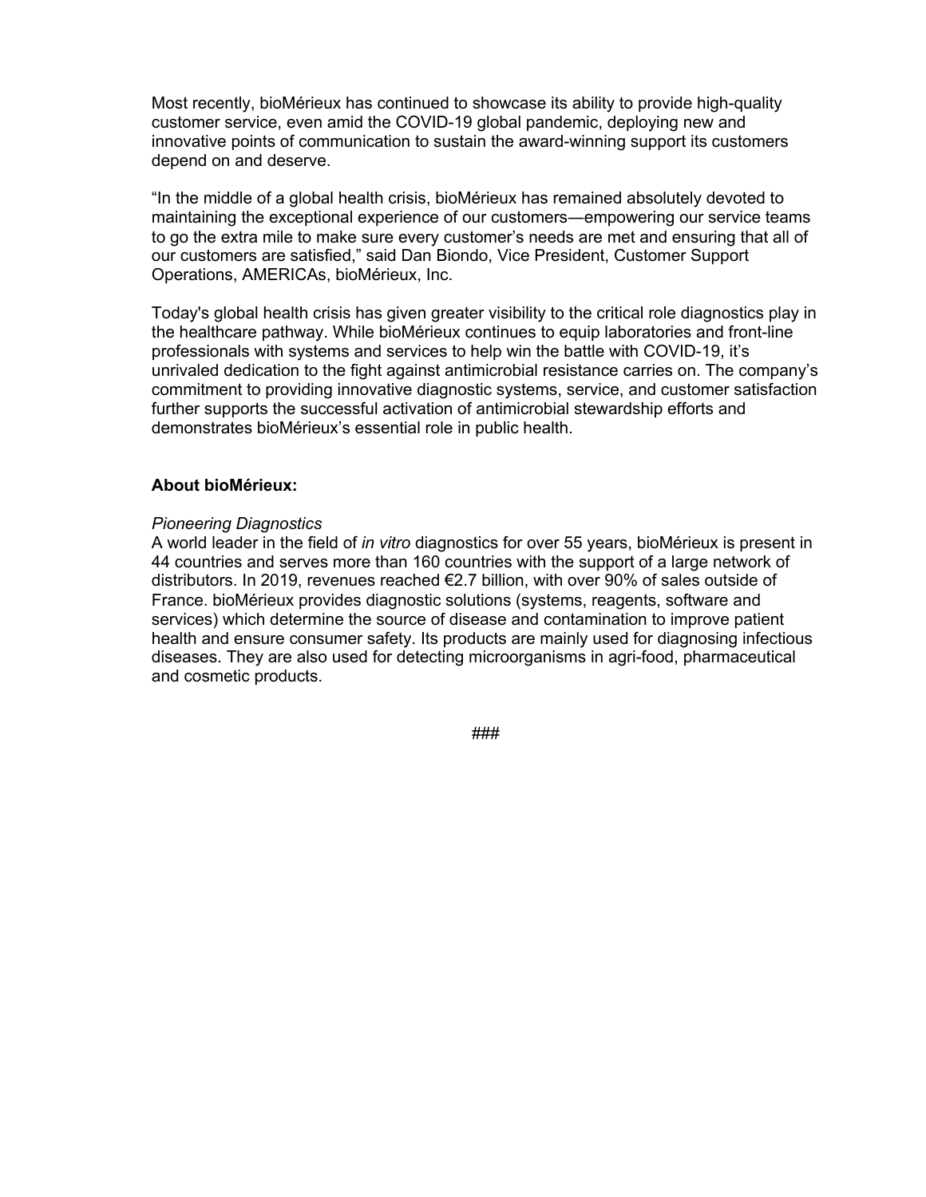Most recently, bioMérieux has continued to showcase its ability to provide high-quality customer service, even amid the COVID-19 global pandemic, deploying new and innovative points of communication to sustain the award-winning support its customers depend on and deserve.

“In the middle of a global health crisis, bioMérieux has remained absolutely devoted to maintaining the exceptional experience of our customers—empowering our service teams to go the extra mile to make sure every customer’s needs are met and ensuring that all of our customers are satisfied,” said Dan Biondo, Vice President, Customer Support Operations, AMERICAs, bioMérieux, Inc.

Today's global health crisis has given greater visibility to the critical role diagnostics play in the healthcare pathway. While bioMérieux continues to equip laboratories and front-line professionals with systems and services to help win the battle with COVID-19, it’s unrivaled dedication to the fight against antimicrobial resistance carries on. The company’s commitment to providing innovative diagnostic systems, service, and customer satisfaction further supports the successful activation of antimicrobial stewardship efforts and demonstrates bioMérieux’s essential role in public health.

**About bioMérieux:**

*Pioneering Diagnostics*
A world leader in the field of *in vitro* diagnostics for over 55 years, bioMérieux is present in 44 countries and serves more than 160 countries with the support of a large network of distributors. In 2019, revenues reached €2.7 billion, with over 90% of sales outside of France. bioMérieux provides diagnostic solutions (systems, reagents, software and services) which determine the source of disease and contamination to improve patient health and ensure consumer safety. Its products are mainly used for diagnosing infectious diseases. They are also used for detecting microorganisms in agri-food, pharmaceutical and cosmetic products.

###